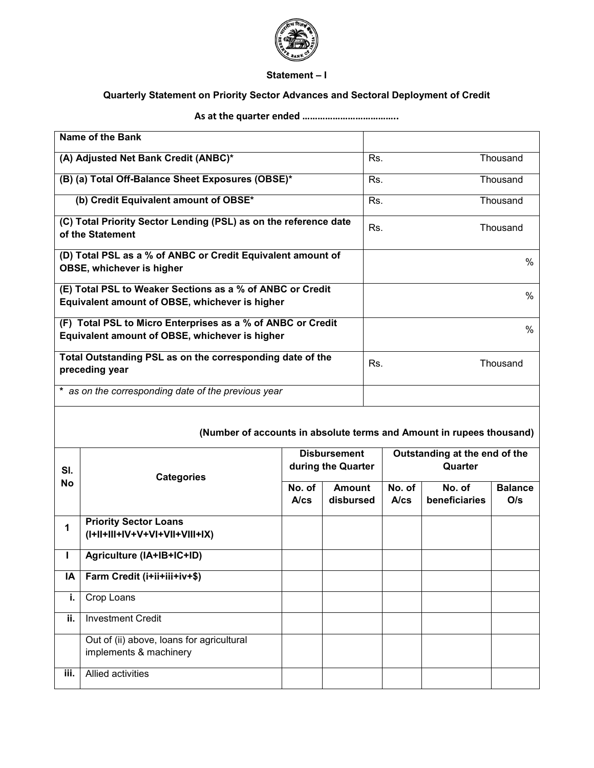**Statement – I**

**Quarterly Statement on Priority Sector Advances and Sectoral Deployment of Credit**

**As at the quarter ended ……………………………….**

| | |
|---|---|
| **Name of the Bank** | |
| **(A) Adjusted Net Bank Credit (ANBC)*** | Rs. Thousand |
| **(B) (a) Total Off-Balance Sheet Exposures (OBSE)*** | Rs. Thousand |
| **(b) Credit Equivalent amount of OBSE*** | Rs. Thousand |
| **(C) Total Priority Sector Lending (PSL) as on the reference date of the Statement** | Rs. Thousand |
| **(D) Total PSL as a % of ANBC or Credit Equivalent amount of OBSE, whichever is higher** | % |
| **(E) Total PSL to Weaker Sections as a % of ANBC or Credit Equivalent amount of OBSE, whichever is higher** | % |
| **(F) Total PSL to Micro Enterprises as a % of ANBC or Credit Equivalent amount of OBSE, whichever is higher** | % |
| **Total Outstanding PSL as on the corresponding date of the preceding year** | Rs. Thousand |
| * *as on the corresponding date of the previous year* | |

**(Number of accounts in absolute terms and Amount in rupees thousand)**

| Sl. No | Categories | Disbursement during the Quarter | | Outstanding at the end of the Quarter | | |
|---|---|---|---|---|---|---|
| | | No. of A/cs | Amount disbursed | No. of A/cs | No. of beneficiaries | Balance O/s |
| **1** | **Priority Sector Loans (I+II+III+IV+V+VI+VII+VIII+IX)** | | | | | |
| **I** | **Agriculture (IA+IB+IC+ID)** | | | | | |
| **IA** | **Farm Credit (i+ii+iii+iv+$)** | | | | | |
| **i.** | Crop Loans | | | | | |
| **ii.** | Investment Credit | | | | | |
| | Out of (ii) above, loans for agricultural implements & machinery | | | | | |
| **iii.** | Allied activities | | | | | |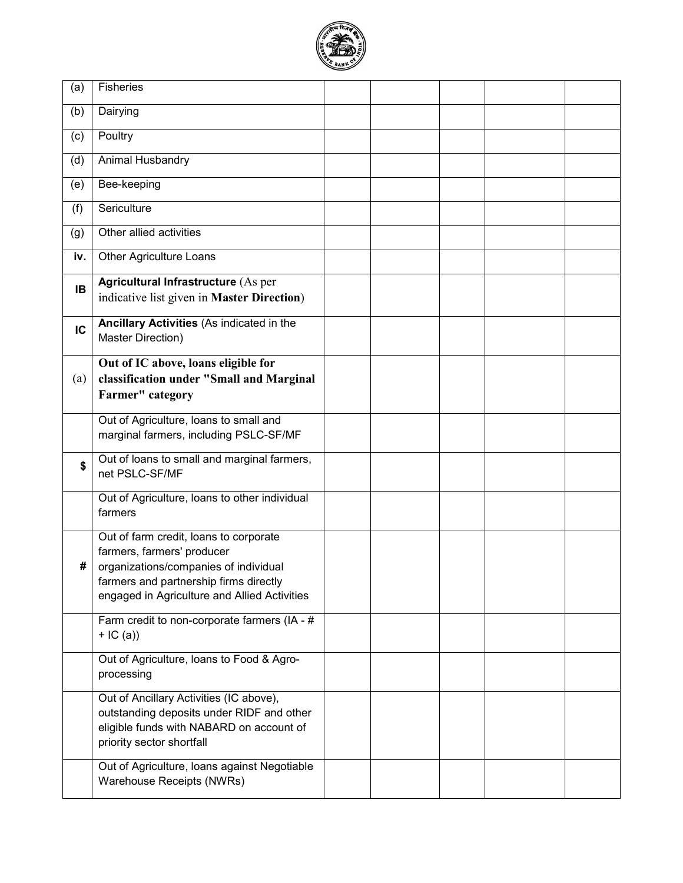| | | | | | | |
|---|---|---|---|---|---|---|
| (a) | Fisheries | | | | | |
| (b) | Dairying | | | | | |
| (c) | Poultry | | | | | |
| (d) | Animal Husbandry | | | | | |
| (e) | Bee-keeping | | | | | |
| (f) | Sericulture | | | | | |
| (g) | Other allied activities | | | | | |
| **iv.** | Other Agriculture Loans | | | | | |
| **IB** | **Agricultural Infrastructure** (As per indicative list given in **Master Direction**) | | | | | |
| **IC** | **Ancillary Activities** (As indicated in the Master Direction) | | | | | |
| (a) | **Out of IC above, loans eligible for classification under "Small and Marginal Farmer" category** | | | | | |
| | Out of Agriculture, loans to small and marginal farmers, including PSLC-SF/MF | | | | | |
| **$** | Out of loans to small and marginal farmers, net PSLC-SF/MF | | | | | |
| | Out of Agriculture, loans to other individual farmers | | | | | |
| **#** | Out of farm credit, loans to corporate farmers, farmers' producer organizations/companies of individual farmers and partnership firms directly engaged in Agriculture and Allied Activities | | | | | |
| | Farm credit to non-corporate farmers (IA - # + IC (a)) | | | | | |
| | Out of Agriculture, loans to Food & Agro-processing | | | | | |
| | Out of Ancillary Activities (IC above), outstanding deposits under RIDF and other eligible funds with NABARD on account of priority sector shortfall | | | | | |
| | Out of Agriculture, loans against Negotiable Warehouse Receipts (NWRs) | | | | | |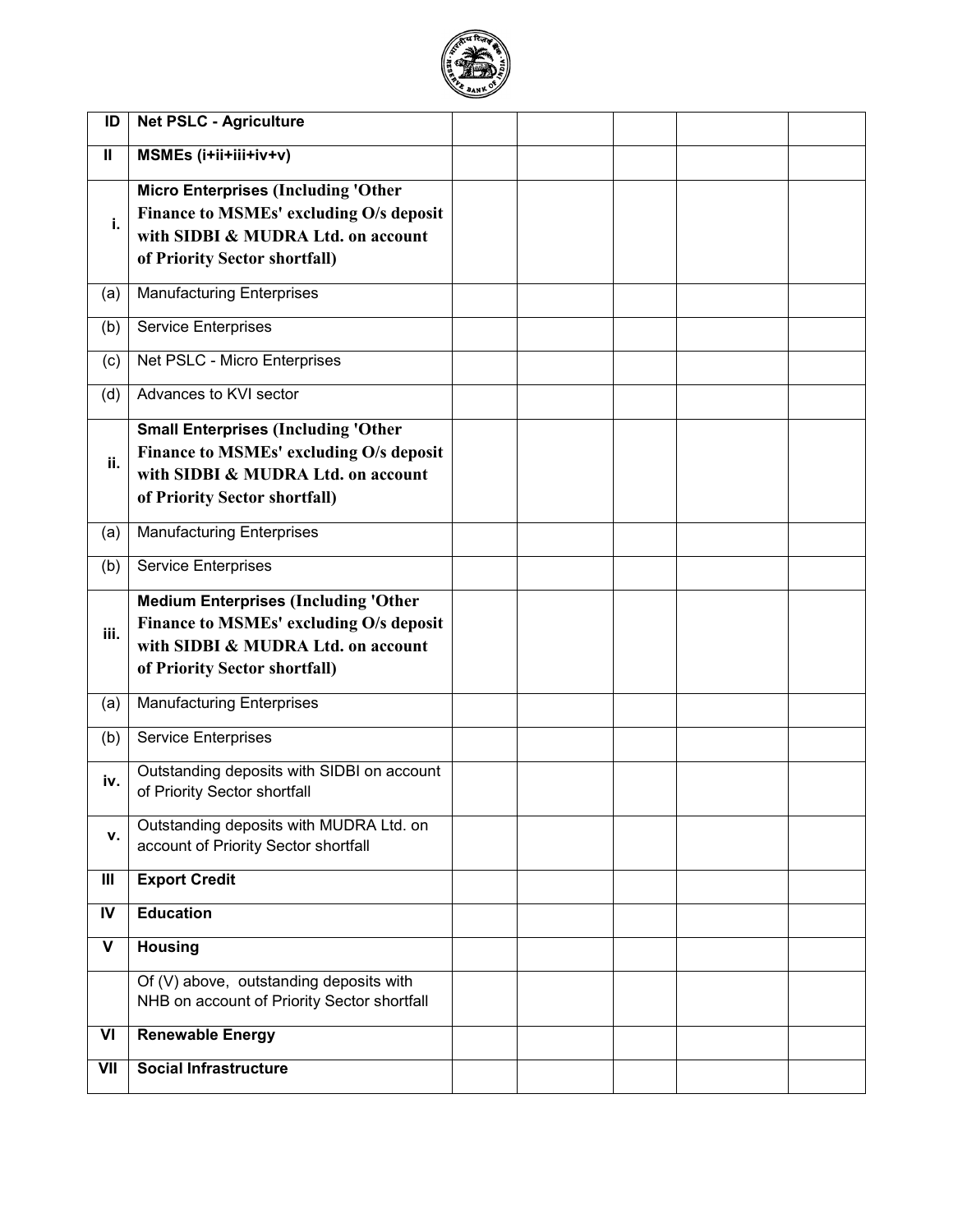| ID | Net PSLC - Agriculture | | | | | |
|---|---|---|---|---|---|---|
| II | **MSMEs (i+ii+iii+iv+v)** | | | | | |
| i. | **Micro Enterprises (Including 'Other Finance to MSMEs' excluding O/s deposit with SIDBI & MUDRA Ltd. on account of Priority Sector shortfall)** | | | | | |
| (a) | Manufacturing Enterprises | | | | | |
| (b) | Service Enterprises | | | | | |
| (c) | Net PSLC - Micro Enterprises | | | | | |
| (d) | Advances to KVI sector | | | | | |
| ii. | **Small Enterprises (Including 'Other Finance to MSMEs' excluding O/s deposit with SIDBI & MUDRA Ltd. on account of Priority Sector shortfall)** | | | | | |
| (a) | Manufacturing Enterprises | | | | | |
| (b) | Service Enterprises | | | | | |
| iii. | **Medium Enterprises (Including 'Other Finance to MSMEs' excluding O/s deposit with SIDBI & MUDRA Ltd. on account of Priority Sector shortfall)** | | | | | |
| (a) | Manufacturing Enterprises | | | | | |
| (b) | Service Enterprises | | | | | |
| iv. | Outstanding deposits with SIDBI on account of Priority Sector shortfall | | | | | |
| v. | Outstanding deposits with MUDRA Ltd. on account of Priority Sector shortfall | | | | | |
| III | **Export Credit** | | | | | |
| IV | **Education** | | | | | |
| V | **Housing** | | | | | |
| | Of (V) above, outstanding deposits with NHB on account of Priority Sector shortfall | | | | | |
| VI | **Renewable Energy** | | | | | |
| VII | **Social Infrastructure** | | | | | |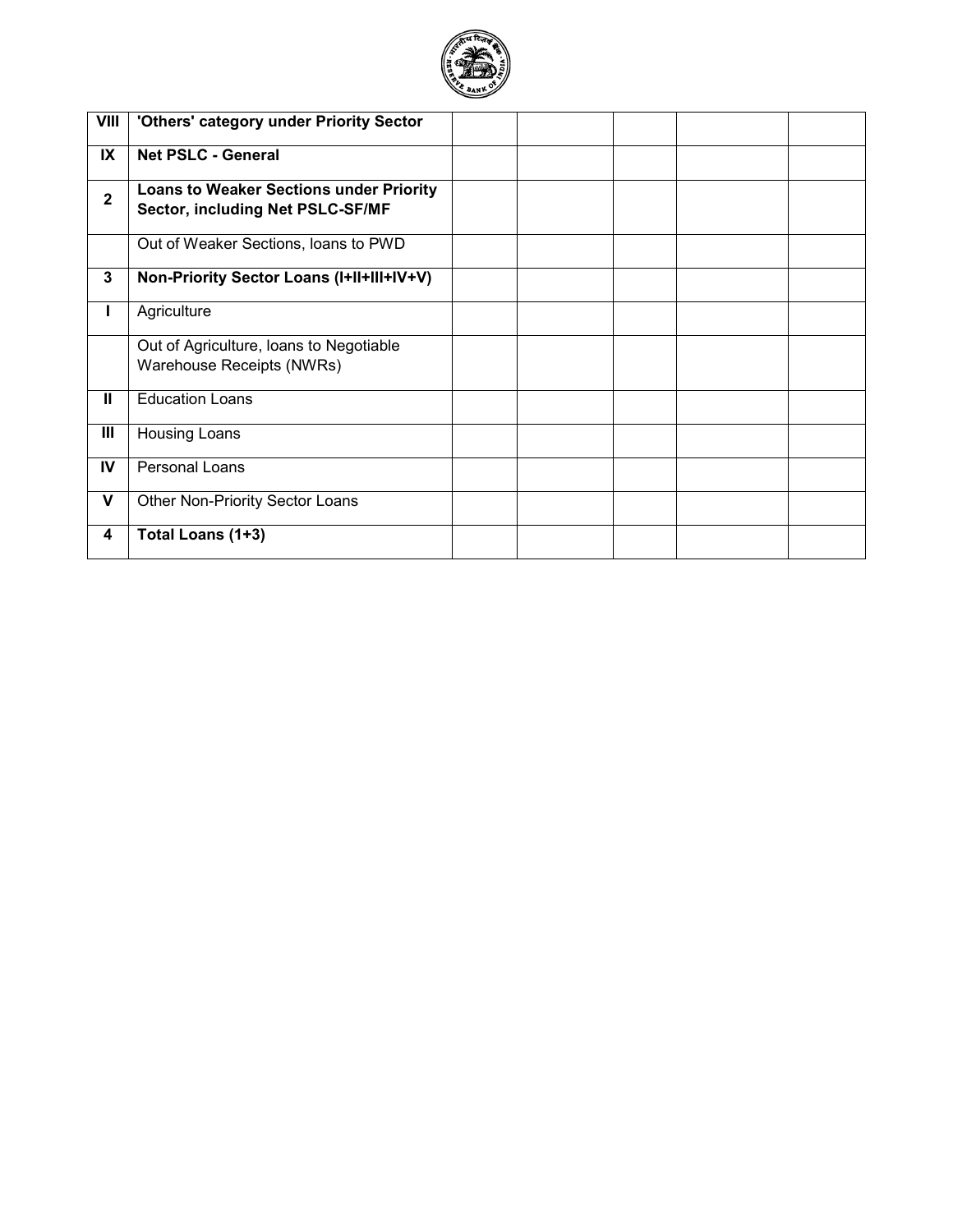| | | | | | | |
|---|---|---|---|---|---|---|
| **VIII** | **'Others' category under Priority Sector** | | | | | |
| **IX** | **Net PSLC - General** | | | | | |
| **2** | **Loans to Weaker Sections under Priority Sector, including Net PSLC-SF/MF** | | | | | |
| | Out of Weaker Sections, loans to PWD | | | | | |
| **3** | **Non-Priority Sector Loans (I+II+III+IV+V)** | | | | | |
| **I** | Agriculture | | | | | |
| | Out of Agriculture, loans to Negotiable Warehouse Receipts (NWRs) | | | | | |
| **II** | Education Loans | | | | | |
| **III** | Housing Loans | | | | | |
| **IV** | Personal Loans | | | | | |
| **V** | Other Non-Priority Sector Loans | | | | | |
| **4** | **Total Loans (1+3)** | | | | | |